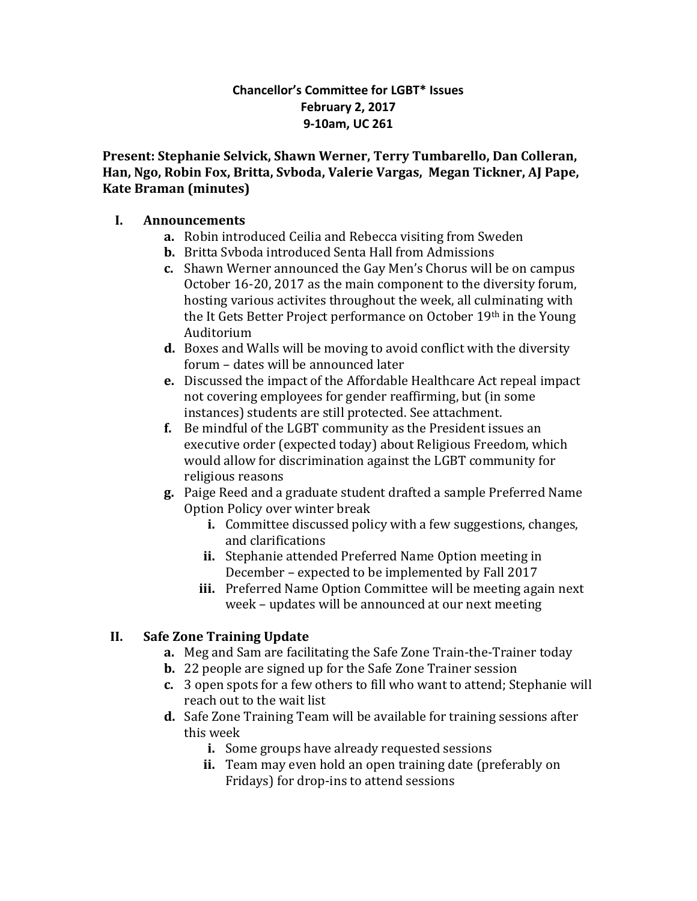**Chancellor's Committee for LGBT* Issues**
**February 2, 2017**
**9-10am, UC 261**

**Present: Stephanie Selvick, Shawn Werner, Terry Tumbarello, Dan Colleran, Han, Ngo, Robin Fox, Britta, Svboda, Valerie Vargas, Megan Tickner, AJ Pape, Kate Braman (minutes)**

## I. Announcements

- **a.** Robin introduced Ceilia and Rebecca visiting from Sweden
- **b.** Britta Svboda introduced Senta Hall from Admissions
- **c.** Shawn Werner announced the Gay Men's Chorus will be on campus October 16-20, 2017 as the main component to the diversity forum, hosting various activites throughout the week, all culminating with the It Gets Better Project performance on October 19th in the Young Auditorium
- **d.** Boxes and Walls will be moving to avoid conflict with the diversity forum – dates will be announced later
- **e.** Discussed the impact of the Affordable Healthcare Act repeal impact not covering employees for gender reaffirming, but (in some instances) students are still protected. See attachment.
- **f.** Be mindful of the LGBT community as the President issues an executive order (expected today) about Religious Freedom, which would allow for discrimination against the LGBT community for religious reasons
- **g.** Paige Reed and a graduate student drafted a sample Preferred Name Option Policy over winter break
  - **i.** Committee discussed policy with a few suggestions, changes, and clarifications
  - **ii.** Stephanie attended Preferred Name Option meeting in December – expected to be implemented by Fall 2017
  - **iii.** Preferred Name Option Committee will be meeting again next week – updates will be announced at our next meeting

## II. Safe Zone Training Update

- **a.** Meg and Sam are facilitating the Safe Zone Train-the-Trainer today
- **b.** 22 people are signed up for the Safe Zone Trainer session
- **c.** 3 open spots for a few others to fill who want to attend; Stephanie will reach out to the wait list
- **d.** Safe Zone Training Team will be available for training sessions after this week
  - **i.** Some groups have already requested sessions
  - **ii.** Team may even hold an open training date (preferably on Fridays) for drop-ins to attend sessions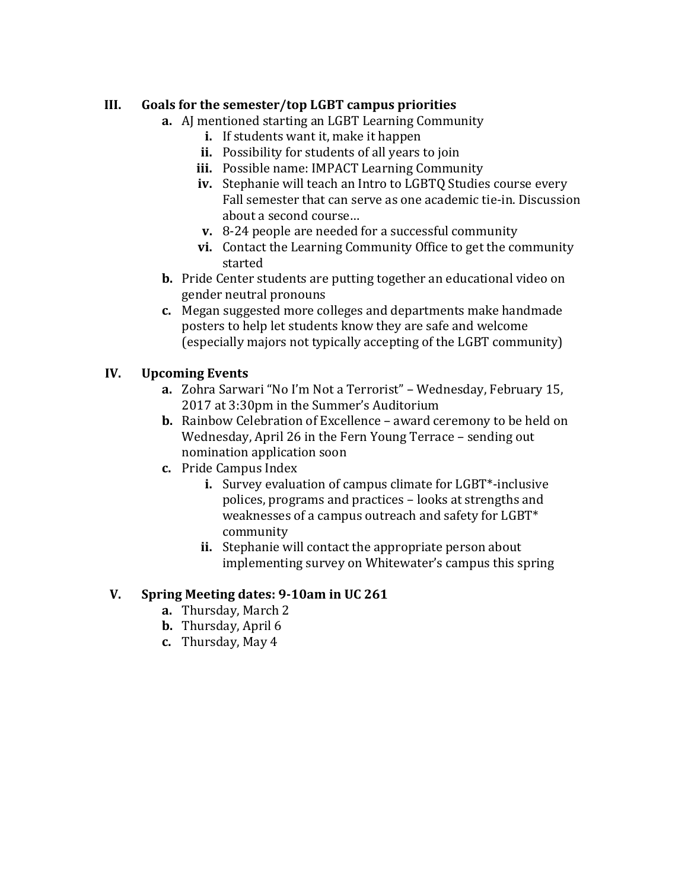III. **Goals for the semester/top LGBT campus priorities**

a. AJ mentioned starting an LGBT Learning Community
   i. If students want it, make it happen
   ii. Possibility for students of all years to join
   iii. Possible name: IMPACT Learning Community
   iv. Stephanie will teach an Intro to LGBTQ Studies course every Fall semester that can serve as one academic tie-in. Discussion about a second course…
   v. 8-24 people are needed for a successful community
   vi. Contact the Learning Community Office to get the community started

b. Pride Center students are putting together an educational video on gender neutral pronouns

c. Megan suggested more colleges and departments make handmade posters to help let students know they are safe and welcome (especially majors not typically accepting of the LGBT community)

IV. **Upcoming Events**

a. Zohra Sarwari "No I'm Not a Terrorist" – Wednesday, February 15, 2017 at 3:30pm in the Summer's Auditorium

b. Rainbow Celebration of Excellence – award ceremony to be held on Wednesday, April 26 in the Fern Young Terrace – sending out nomination application soon

c. Pride Campus Index
   i. Survey evaluation of campus climate for LGBT*-inclusive polices, programs and practices – looks at strengths and weaknesses of a campus outreach and safety for LGBT* community
   ii. Stephanie will contact the appropriate person about implementing survey on Whitewater's campus this spring

V. **Spring Meeting dates: 9-10am in UC 261**

a. Thursday, March 2

b. Thursday, April 6

c. Thursday, May 4